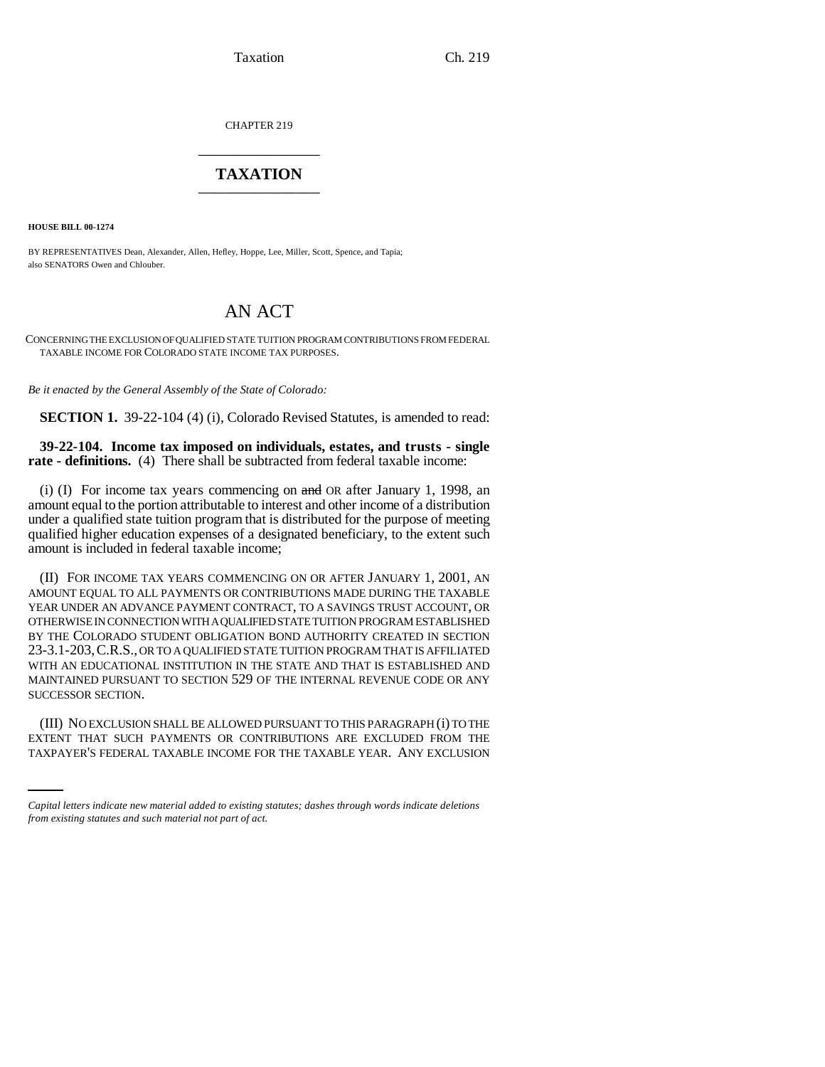CHAPTER 219

# TAXATION

**HOUSE BILL 00-1274**

BY REPRESENTATIVES Dean, Alexander, Allen, Hefley, Hoppe, Lee, Miller, Scott, Spence, and Tapia; also SENATORS Owen and Chlouber.

# AN ACT

CONCERNING THE EXCLUSION OF QUALIFIED STATE TUITION PROGRAM CONTRIBUTIONS FROM FEDERAL TAXABLE INCOME FOR COLORADO STATE INCOME TAX PURPOSES.

*Be it enacted by the General Assembly of the State of Colorado:*

**SECTION 1.** 39-22-104 (4) (i), Colorado Revised Statutes, is amended to read:

**39-22-104. Income tax imposed on individuals, estates, and trusts - single rate - definitions.** (4) There shall be subtracted from federal taxable income:

(i) (I) For income tax years commencing on ~~and~~ OR after January 1, 1998, an amount equal to the portion attributable to interest and other income of a distribution under a qualified state tuition program that is distributed for the purpose of meeting qualified higher education expenses of a designated beneficiary, to the extent such amount is included in federal taxable income;

(II) FOR INCOME TAX YEARS COMMENCING ON OR AFTER JANUARY 1, 2001, AN AMOUNT EQUAL TO ALL PAYMENTS OR CONTRIBUTIONS MADE DURING THE TAXABLE YEAR UNDER AN ADVANCE PAYMENT CONTRACT, TO A SAVINGS TRUST ACCOUNT, OR OTHERWISE IN CONNECTION WITH A QUALIFIED STATE TUITION PROGRAM ESTABLISHED BY THE COLORADO STUDENT OBLIGATION BOND AUTHORITY CREATED IN SECTION 23-3.1-203, C.R.S., OR TO A QUALIFIED STATE TUITION PROGRAM THAT IS AFFILIATED WITH AN EDUCATIONAL INSTITUTION IN THE STATE AND THAT IS ESTABLISHED AND MAINTAINED PURSUANT TO SECTION 529 OF THE INTERNAL REVENUE CODE OR ANY SUCCESSOR SECTION.

(III) NO EXCLUSION SHALL BE ALLOWED PURSUANT TO THIS PARAGRAPH (i) TO THE EXTENT THAT SUCH PAYMENTS OR CONTRIBUTIONS ARE EXCLUDED FROM THE TAXPAYER'S FEDERAL TAXABLE INCOME FOR THE TAXABLE YEAR. ANY EXCLUSION

*Capital letters indicate new material added to existing statutes; dashes through words indicate deletions from existing statutes and such material not part of act.*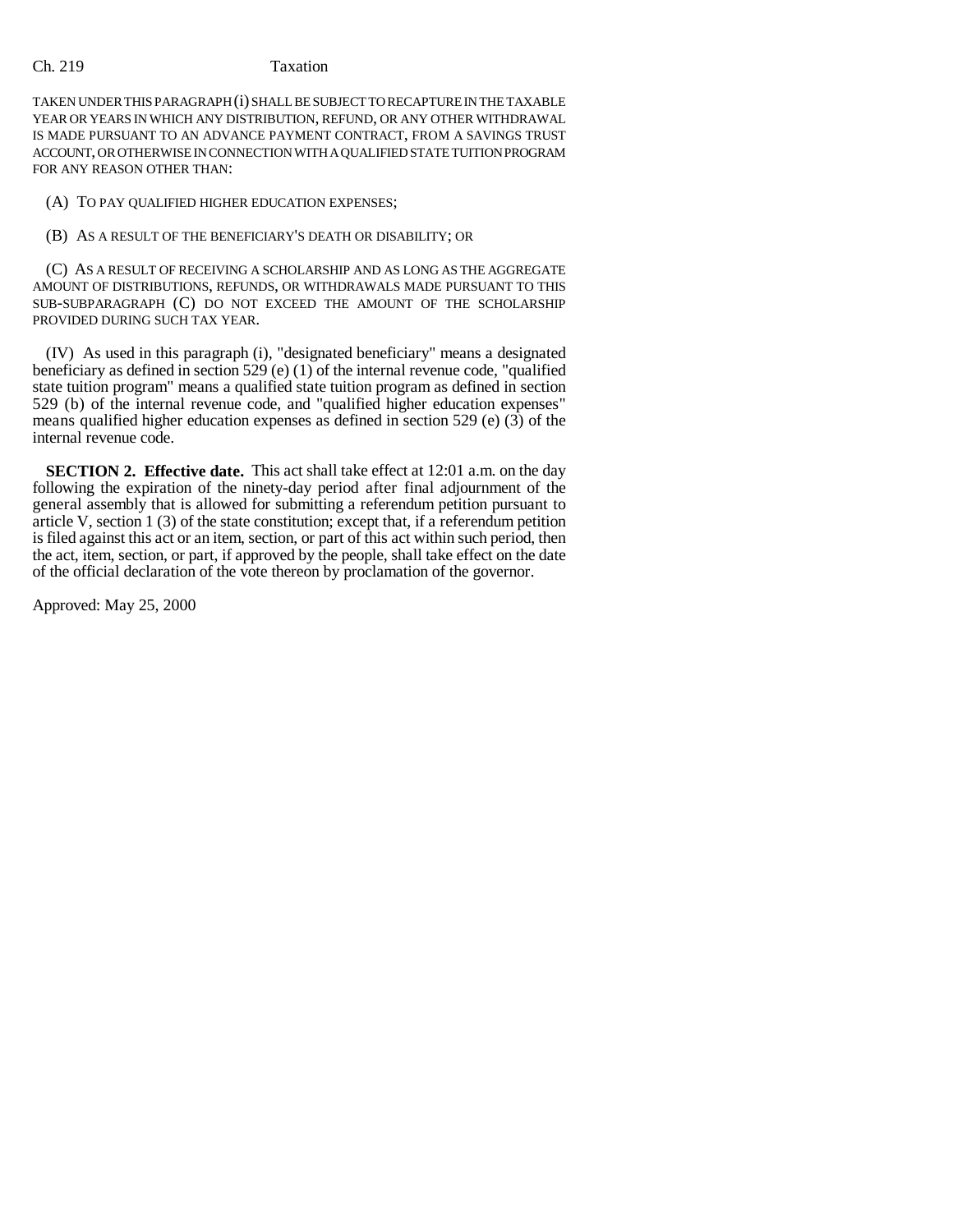TAKEN UNDER THIS PARAGRAPH (i) SHALL BE SUBJECT TO RECAPTURE IN THE TAXABLE YEAR OR YEARS IN WHICH ANY DISTRIBUTION, REFUND, OR ANY OTHER WITHDRAWAL IS MADE PURSUANT TO AN ADVANCE PAYMENT CONTRACT, FROM A SAVINGS TRUST ACCOUNT, OR OTHERWISE IN CONNECTION WITH A QUALIFIED STATE TUITION PROGRAM FOR ANY REASON OTHER THAN:

(A) TO PAY QUALIFIED HIGHER EDUCATION EXPENSES;

(B) AS A RESULT OF THE BENEFICIARY'S DEATH OR DISABILITY; OR

(C) AS A RESULT OF RECEIVING A SCHOLARSHIP AND AS LONG AS THE AGGREGATE AMOUNT OF DISTRIBUTIONS, REFUNDS, OR WITHDRAWALS MADE PURSUANT TO THIS SUB-SUBPARAGRAPH (C) DO NOT EXCEED THE AMOUNT OF THE SCHOLARSHIP PROVIDED DURING SUCH TAX YEAR.

(IV) As used in this paragraph (i), "designated beneficiary" means a designated beneficiary as defined in section 529 (e) (1) of the internal revenue code, "qualified state tuition program" means a qualified state tuition program as defined in section 529 (b) of the internal revenue code, and "qualified higher education expenses" means qualified higher education expenses as defined in section 529 (e) (3) of the internal revenue code.

**SECTION 2. Effective date.** This act shall take effect at 12:01 a.m. on the day following the expiration of the ninety-day period after final adjournment of the general assembly that is allowed for submitting a referendum petition pursuant to article V, section 1 (3) of the state constitution; except that, if a referendum petition is filed against this act or an item, section, or part of this act within such period, then the act, item, section, or part, if approved by the people, shall take effect on the date of the official declaration of the vote thereon by proclamation of the governor.

Approved: May 25, 2000